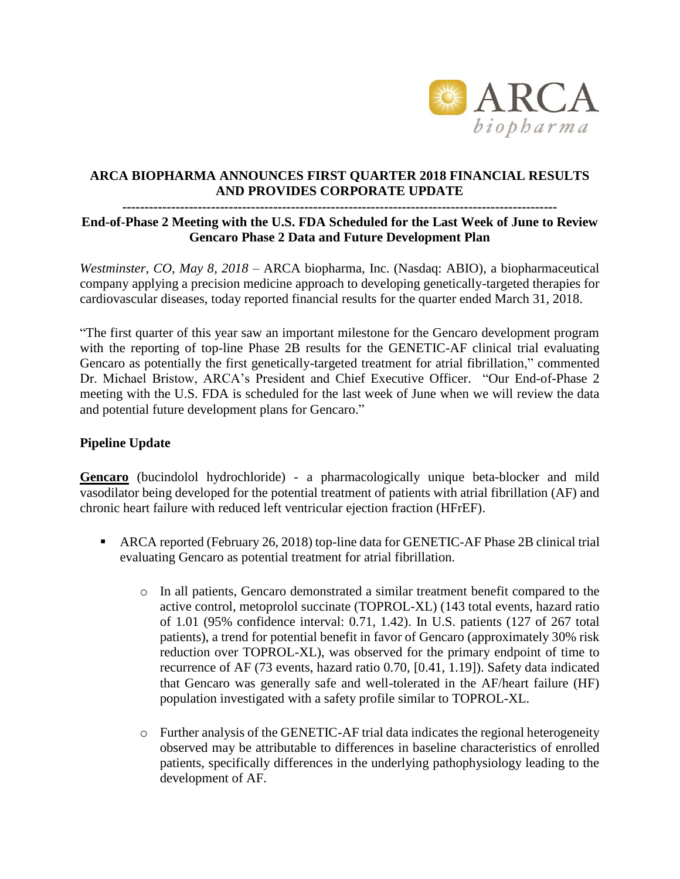# ARCA BIOPHARMA ANNOUNCES FIRST QUARTER 2018 FINANCIAL RESULTS AND PROVIDES CORPORATE UPDATE

---

**End-of-Phase 2 Meeting with the U.S. FDA Scheduled for the Last Week of June to Review Gencaro Phase 2 Data and Future Development Plan**

*Westminster, CO, May 8, 2018* – ARCA biopharma, Inc. (Nasdaq: ABIO), a biopharmaceutical company applying a precision medicine approach to developing genetically-targeted therapies for cardiovascular diseases, today reported financial results for the quarter ended March 31, 2018.

"The first quarter of this year saw an important milestone for the Gencaro development program with the reporting of top-line Phase 2B results for the GENETIC-AF clinical trial evaluating Gencaro as potentially the first genetically-targeted treatment for atrial fibrillation," commented Dr. Michael Bristow, ARCA's President and Chief Executive Officer. "Our End-of-Phase 2 meeting with the U.S. FDA is scheduled for the last week of June when we will review the data and potential future development plans for Gencaro."

## Pipeline Update

**Gencaro** (bucindolol hydrochloride) - a pharmacologically unique beta-blocker and mild vasodilator being developed for the potential treatment of patients with atrial fibrillation (AF) and chronic heart failure with reduced left ventricular ejection fraction (HFrEF).

- ARCA reported (February 26, 2018) top-line data for GENETIC-AF Phase 2B clinical trial evaluating Gencaro as potential treatment for atrial fibrillation.
  - In all patients, Gencaro demonstrated a similar treatment benefit compared to the active control, metoprolol succinate (TOPROL-XL) (143 total events, hazard ratio of 1.01 (95% confidence interval: 0.71, 1.42). In U.S. patients (127 of 267 total patients), a trend for potential benefit in favor of Gencaro (approximately 30% risk reduction over TOPROL-XL), was observed for the primary endpoint of time to recurrence of AF (73 events, hazard ratio 0.70, [0.41, 1.19]). Safety data indicated that Gencaro was generally safe and well-tolerated in the AF/heart failure (HF) population investigated with a safety profile similar to TOPROL-XL.
  - Further analysis of the GENETIC-AF trial data indicates the regional heterogeneity observed may be attributable to differences in baseline characteristics of enrolled patients, specifically differences in the underlying pathophysiology leading to the development of AF.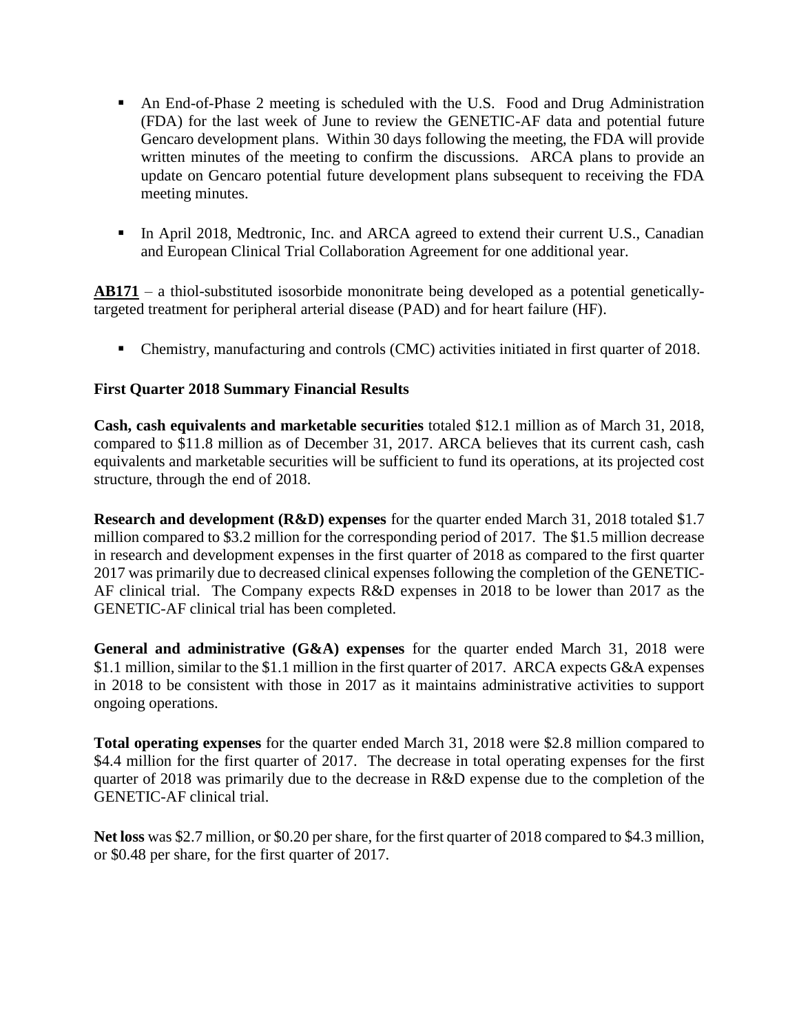- An End-of-Phase 2 meeting is scheduled with the U.S. Food and Drug Administration (FDA) for the last week of June to review the GENETIC-AF data and potential future Gencaro development plans. Within 30 days following the meeting, the FDA will provide written minutes of the meeting to confirm the discussions. ARCA plans to provide an update on Gencaro potential future development plans subsequent to receiving the FDA meeting minutes.

- In April 2018, Medtronic, Inc. and ARCA agreed to extend their current U.S., Canadian and European Clinical Trial Collaboration Agreement for one additional year.

**AB171** – a thiol-substituted isosorbide mononitrate being developed as a potential genetically-targeted treatment for peripheral arterial disease (PAD) and for heart failure (HF).

- Chemistry, manufacturing and controls (CMC) activities initiated in first quarter of 2018.

**First Quarter 2018 Summary Financial Results**

**Cash, cash equivalents and marketable securities** totaled $12.1 million as of March 31, 2018, compared to $11.8 million as of December 31, 2017. ARCA believes that its current cash, cash equivalents and marketable securities will be sufficient to fund its operations, at its projected cost structure, through the end of 2018.

**Research and development (R&D) expenses** for the quarter ended March 31, 2018 totaled $1.7 million compared to $3.2 million for the corresponding period of 2017. The $1.5 million decrease in research and development expenses in the first quarter of 2018 as compared to the first quarter 2017 was primarily due to decreased clinical expenses following the completion of the GENETIC-AF clinical trial. The Company expects R&D expenses in 2018 to be lower than 2017 as the GENETIC-AF clinical trial has been completed.

**General and administrative (G&A) expenses** for the quarter ended March 31, 2018 were $1.1 million, similar to the $1.1 million in the first quarter of 2017. ARCA expects G&A expenses in 2018 to be consistent with those in 2017 as it maintains administrative activities to support ongoing operations.

**Total operating expenses** for the quarter ended March 31, 2018 were $2.8 million compared to $4.4 million for the first quarter of 2017. The decrease in total operating expenses for the first quarter of 2018 was primarily due to the decrease in R&D expense due to the completion of the GENETIC-AF clinical trial.

**Net loss** was $2.7 million, or $0.20 per share, for the first quarter of 2018 compared to $4.3 million, or $0.48 per share, for the first quarter of 2017.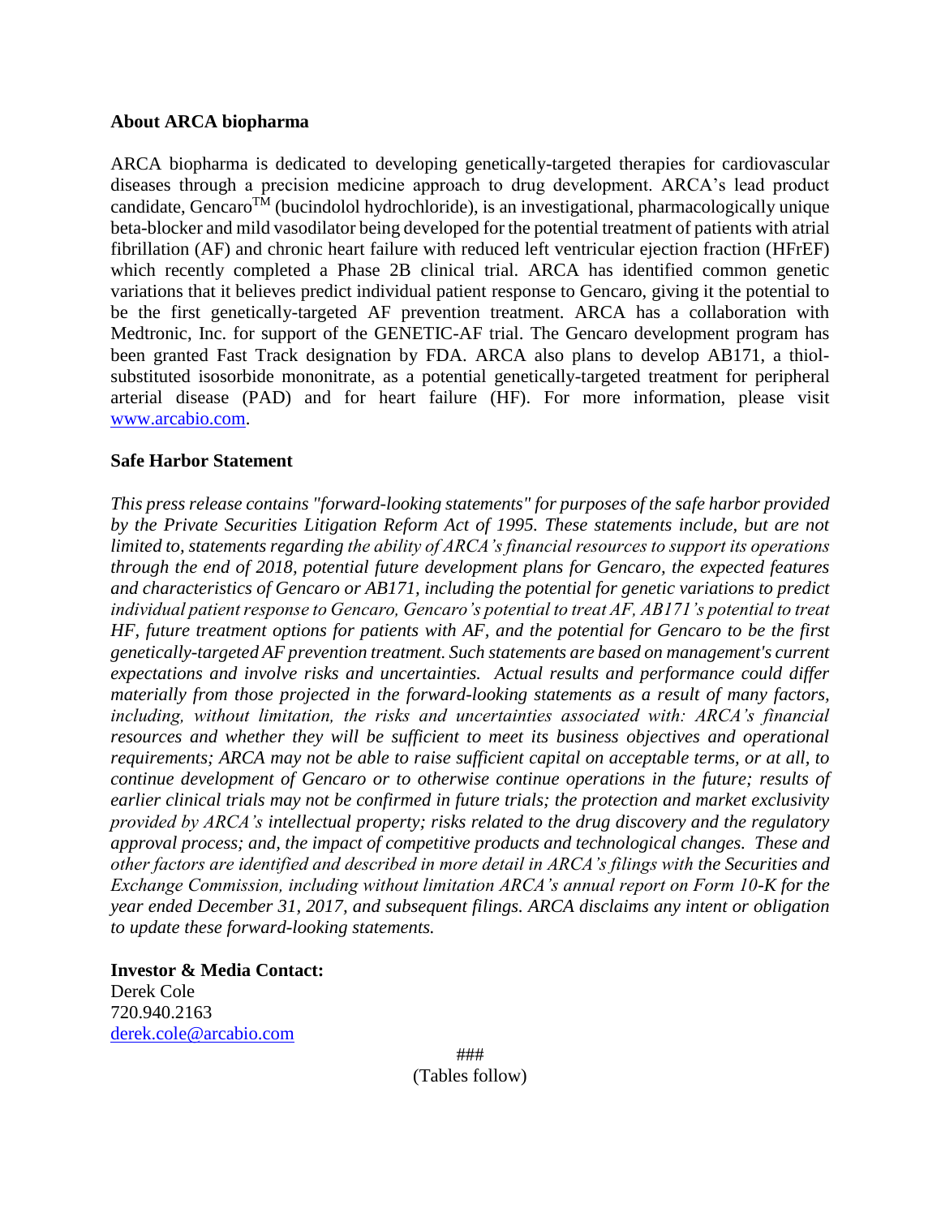**About ARCA biopharma**

ARCA biopharma is dedicated to developing genetically-targeted therapies for cardiovascular diseases through a precision medicine approach to drug development. ARCA's lead product candidate, Gencaro$^{TM}$ (bucindolol hydrochloride), is an investigational, pharmacologically unique beta-blocker and mild vasodilator being developed for the potential treatment of patients with atrial fibrillation (AF) and chronic heart failure with reduced left ventricular ejection fraction (HFrEF) which recently completed a Phase 2B clinical trial. ARCA has identified common genetic variations that it believes predict individual patient response to Gencaro, giving it the potential to be the first genetically-targeted AF prevention treatment. ARCA has a collaboration with Medtronic, Inc. for support of the GENETIC-AF trial. The Gencaro development program has been granted Fast Track designation by FDA. ARCA also plans to develop AB171, a thiol-substituted isosorbide mononitrate, as a potential genetically-targeted treatment for peripheral arterial disease (PAD) and for heart failure (HF). For more information, please visit www.arcabio.com.

**Safe Harbor Statement**

*This press release contains "forward-looking statements" for purposes of the safe harbor provided by the Private Securities Litigation Reform Act of 1995. These statements include, but are not limited to, statements regarding the ability of ARCA's financial resources to support its operations through the end of 2018, potential future development plans for Gencaro, the expected features and characteristics of Gencaro or AB171, including the potential for genetic variations to predict individual patient response to Gencaro, Gencaro's potential to treat AF, AB171's potential to treat HF, future treatment options for patients with AF, and the potential for Gencaro to be the first genetically-targeted AF prevention treatment. Such statements are based on management's current expectations and involve risks and uncertainties. Actual results and performance could differ materially from those projected in the forward-looking statements as a result of many factors, including, without limitation, the risks and uncertainties associated with: ARCA's financial resources and whether they will be sufficient to meet its business objectives and operational requirements; ARCA may not be able to raise sufficient capital on acceptable terms, or at all, to continue development of Gencaro or to otherwise continue operations in the future; results of earlier clinical trials may not be confirmed in future trials; the protection and market exclusivity provided by ARCA's intellectual property; risks related to the drug discovery and the regulatory approval process; and, the impact of competitive products and technological changes. These and other factors are identified and described in more detail in ARCA's filings with the Securities and Exchange Commission, including without limitation ARCA's annual report on Form 10-K for the year ended December 31, 2017, and subsequent filings. ARCA disclaims any intent or obligation to update these forward-looking statements.*

**Investor & Media Contact:**
Derek Cole
720.940.2163
derek.cole@arcabio.com

###
(Tables follow)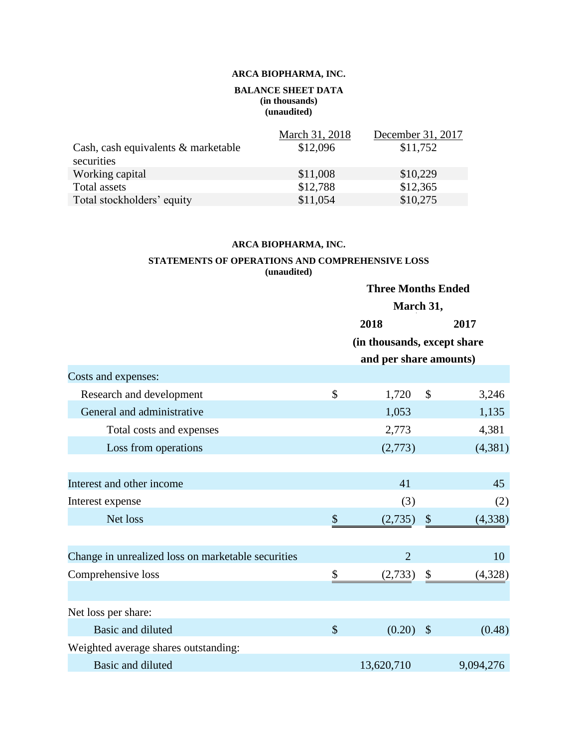**ARCA BIOPHARMA, INC.**

**BALANCE SHEET DATA**
**(in thousands)**
**(unaudited)**

| | March 31, 2018 | December 31, 2017 |
|---|---|---|
| Cash, cash equivalents & marketable securities | $12,096 | $11,752 |
| Working capital | $11,008 | $10,229 |
| Total assets | $12,788 | $12,365 |
| Total stockholders' equity | $11,054 | $10,275 |

**ARCA BIOPHARMA, INC.**

**STATEMENTS OF OPERATIONS AND COMPREHENSIVE LOSS**
**(unaudited)**

| | Three Months Ended March 31, | |
|---|---|---|
| | 2018 | 2017 |
| | (in thousands, except share and per share amounts) | |
| Costs and expenses: | | |
| Research and development | $ 1,720 | $ 3,246 |
| General and administrative | 1,053 | 1,135 |
| Total costs and expenses | 2,773 | 4,381 |
| Loss from operations | (2,773) | (4,381) |
| | | |
| Interest and other income | 41 | 45 |
| Interest expense | (3) | (2) |
| Net loss | $ (2,735) | $ (4,338) |
| | | |
| Change in unrealized loss on marketable securities | 2 | 10 |
| Comprehensive loss | $ (2,733) | $ (4,328) |
| | | |
| Net loss per share: | | |
| Basic and diluted | $ (0.20) | $ (0.48) |
| Weighted average shares outstanding: | | |
| Basic and diluted | 13,620,710 | 9,094,276 |